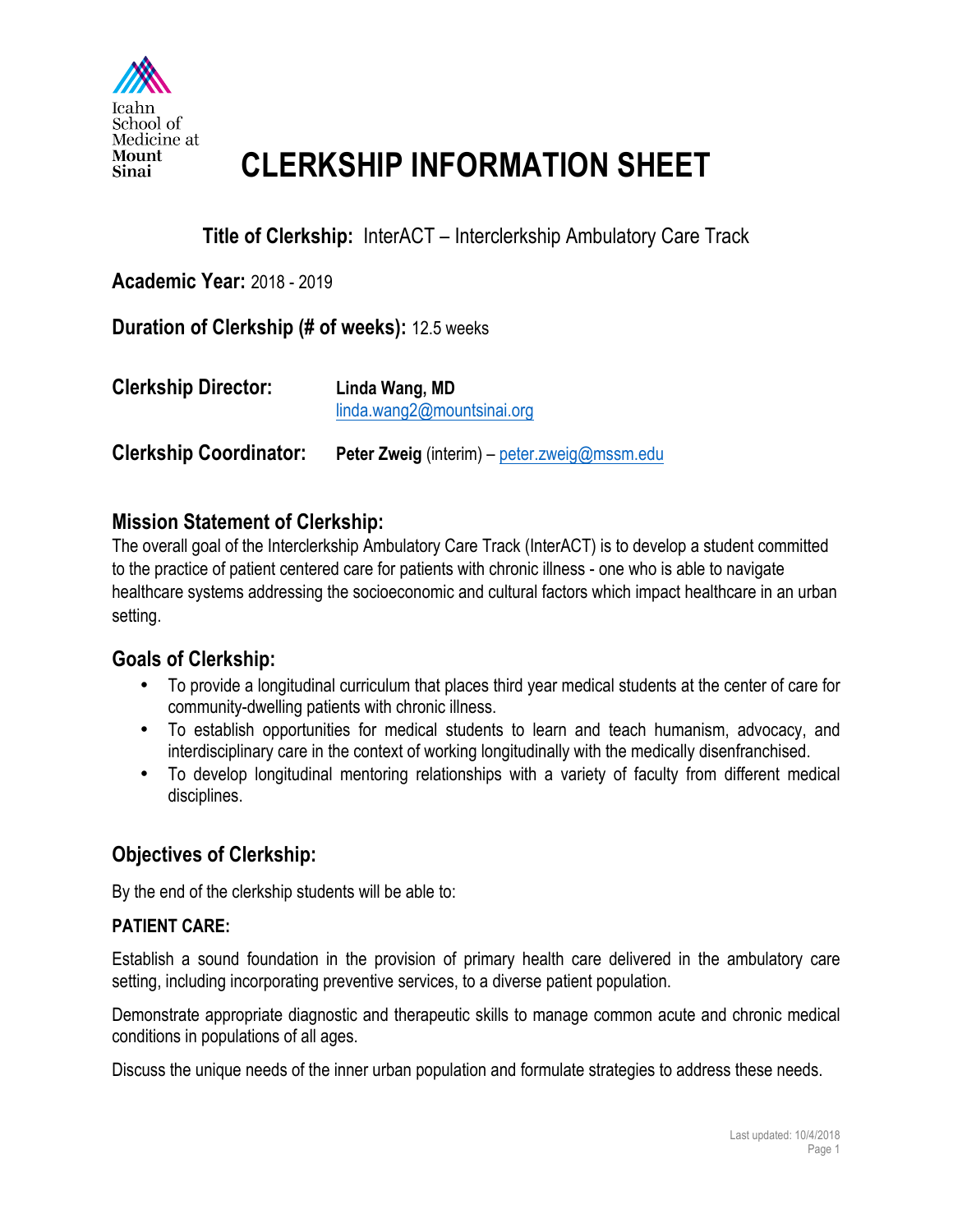Icahn School of Medicine at Mount Sinai

# CLERKSHIP INFORMATION SHEET

**Title of Clerkship:** InterACT – Interclerkship Ambulatory Care Track

**Academic Year:** 2018 - 2019

**Duration of Clerkship (# of weeks):** 12.5 weeks

**Clerkship Director:** **Linda Wang, MD**
linda.wang2@mountsinai.org

**Clerkship Coordinator:** **Peter Zweig** (interim) – peter.zweig@mssm.edu

## Mission Statement of Clerkship:

The overall goal of the Interclerkship Ambulatory Care Track (InterACT) is to develop a student committed to the practice of patient centered care for patients with chronic illness - one who is able to navigate healthcare systems addressing the socioeconomic and cultural factors which impact healthcare in an urban setting.

## Goals of Clerkship:

- To provide a longitudinal curriculum that places third year medical students at the center of care for community-dwelling patients with chronic illness.
- To establish opportunities for medical students to learn and teach humanism, advocacy, and interdisciplinary care in the context of working longitudinally with the medically disenfranchised.
- To develop longitudinal mentoring relationships with a variety of faculty from different medical disciplines.

## Objectives of Clerkship:

By the end of the clerkship students will be able to:

**PATIENT CARE:**

Establish a sound foundation in the provision of primary health care delivered in the ambulatory care setting, including incorporating preventive services, to a diverse patient population.

Demonstrate appropriate diagnostic and therapeutic skills to manage common acute and chronic medical conditions in populations of all ages.

Discuss the unique needs of the inner urban population and formulate strategies to address these needs.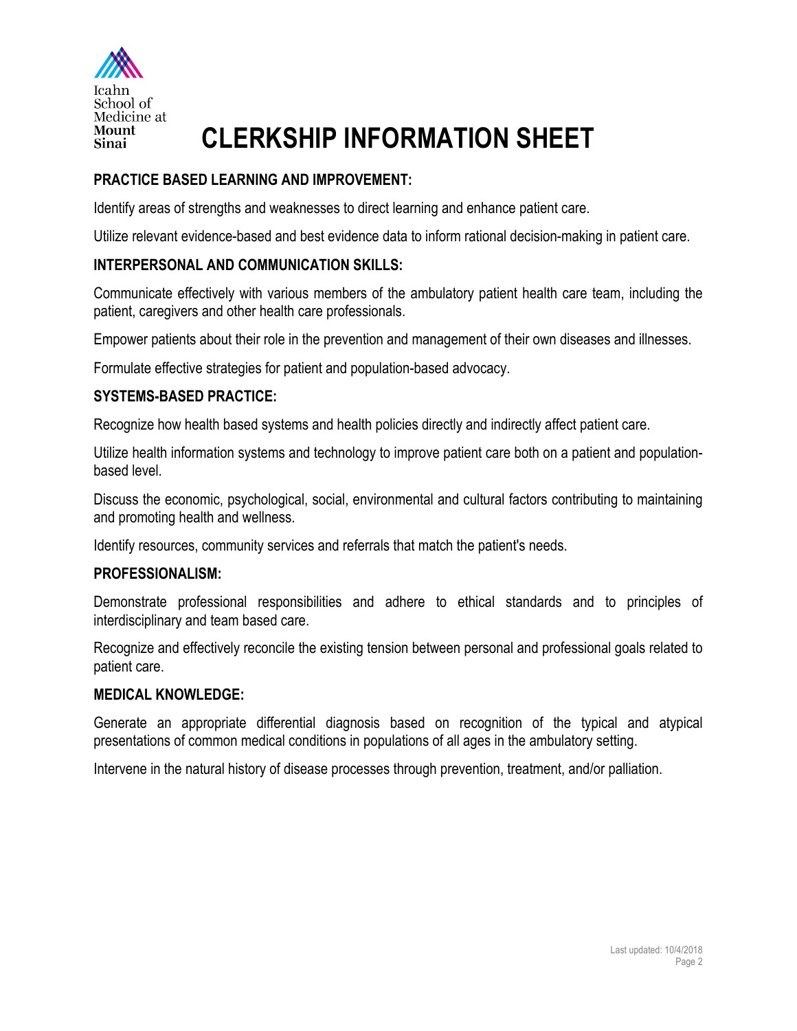# CLERKSHIP INFORMATION SHEET

### PRACTICE BASED LEARNING AND IMPROVEMENT:

Identify areas of strengths and weaknesses to direct learning and enhance patient care.

Utilize relevant evidence-based and best evidence data to inform rational decision-making in patient care.

### INTERPERSONAL AND COMMUNICATION SKILLS:

Communicate effectively with various members of the ambulatory patient health care team, including the patient, caregivers and other health care professionals.

Empower patients about their role in the prevention and management of their own diseases and illnesses.

Formulate effective strategies for patient and population-based advocacy.

### SYSTEMS-BASED PRACTICE:

Recognize how health based systems and health policies directly and indirectly affect patient care.

Utilize health information systems and technology to improve patient care both on a patient and population-based level.

Discuss the economic, psychological, social, environmental and cultural factors contributing to maintaining and promoting health and wellness.

Identify resources, community services and referrals that match the patient's needs.

### PROFESSIONALISM:

Demonstrate professional responsibilities and adhere to ethical standards and to principles of interdisciplinary and team based care.

Recognize and effectively reconcile the existing tension between personal and professional goals related to patient care.

### MEDICAL KNOWLEDGE:

Generate an appropriate differential diagnosis based on recognition of the typical and atypical presentations of common medical conditions in populations of all ages in the ambulatory setting.

Intervene in the natural history of disease processes through prevention, treatment, and/or palliation.

Last updated: 10/4/2018